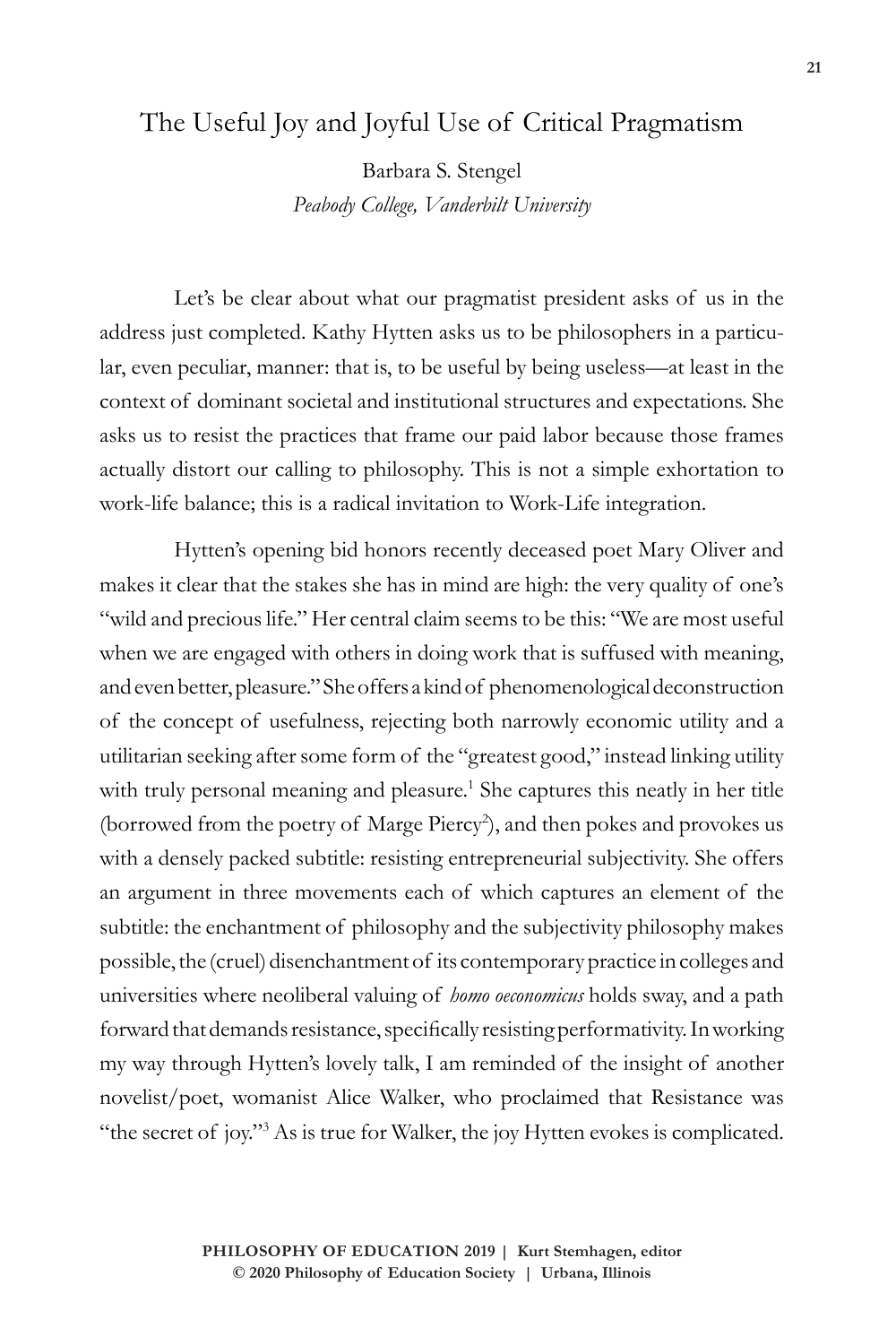# The Useful Joy and Joyful Use of Critical Pragmatism

Barbara S. Stengel  
*Peabody College, Vanderbilt University*

Let's be clear about what our pragmatist president asks of us in the address just completed. Kathy Hytten asks us to be philosophers in a particular, even peculiar, manner: that is, to be useful by being useless—at least in the context of dominant societal and institutional structures and expectations. She asks us to resist the practices that frame our paid labor because those frames actually distort our calling to philosophy. This is not a simple exhortation to work-life balance; this is a radical invitation to Work-Life integration.

Hytten's opening bid honors recently deceased poet Mary Oliver and makes it clear that the stakes she has in mind are high: the very quality of one's "wild and precious life." Her central claim seems to be this: "We are most useful when we are engaged with others in doing work that is suffused with meaning, and even better, pleasure." She offers a kind of phenomenological deconstruction of the concept of usefulness, rejecting both narrowly economic utility and a utilitarian seeking after some form of the "greatest good," instead linking utility with truly personal meaning and pleasure.[1] She captures this neatly in her title (borrowed from the poetry of Marge Piercy[2]), and then pokes and provokes us with a densely packed subtitle: resisting entrepreneurial subjectivity. She offers an argument in three movements each of which captures an element of the subtitle: the enchantment of philosophy and the subjectivity philosophy makes possible, the (cruel) disenchantment of its contemporary practice in colleges and universities where neoliberal valuing of *homo oeconomicus* holds sway, and a path forward that demands resistance, specifically resisting performativity. In working my way through Hytten's lovely talk, I am reminded of the insight of another novelist/poet, womanist Alice Walker, who proclaimed that Resistance was "the secret of joy."[3] As is true for Walker, the joy Hytten evokes is complicated.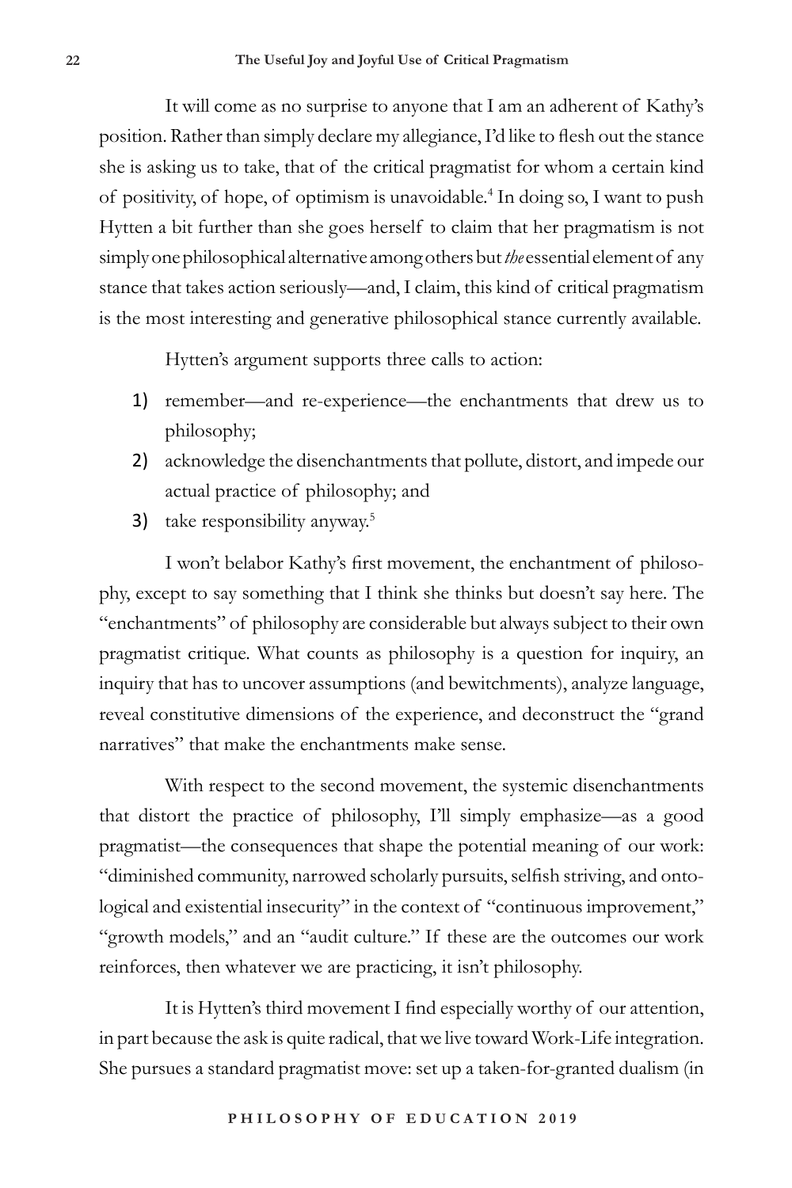It will come as no surprise to anyone that I am an adherent of Kathy's position. Rather than simply declare my allegiance, I'd like to flesh out the stance she is asking us to take, that of the critical pragmatist for whom a certain kind of positivity, of hope, of optimism is unavoidable.[4] In doing so, I want to push Hytten a bit further than she goes herself to claim that her pragmatism is not simply one philosophical alternative among others but *the* essential element of any stance that takes action seriously—and, I claim, this kind of critical pragmatism is the most interesting and generative philosophical stance currently available.

Hytten's argument supports three calls to action:

1) remember—and re-experience—the enchantments that drew us to philosophy;
2) acknowledge the disenchantments that pollute, distort, and impede our actual practice of philosophy; and
3) take responsibility anyway.[5]

I won't belabor Kathy's first movement, the enchantment of philosophy, except to say something that I think she thinks but doesn't say here. The "enchantments" of philosophy are considerable but always subject to their own pragmatist critique. What counts as philosophy is a question for inquiry, an inquiry that has to uncover assumptions (and bewitchments), analyze language, reveal constitutive dimensions of the experience, and deconstruct the "grand narratives" that make the enchantments make sense.

With respect to the second movement, the systemic disenchantments that distort the practice of philosophy, I'll simply emphasize—as a good pragmatist—the consequences that shape the potential meaning of our work: "diminished community, narrowed scholarly pursuits, selfish striving, and ontological and existential insecurity" in the context of "continuous improvement," "growth models," and an "audit culture." If these are the outcomes our work reinforces, then whatever we are practicing, it isn't philosophy.

It is Hytten's third movement I find especially worthy of our attention, in part because the ask is quite radical, that we live toward Work-Life integration. She pursues a standard pragmatist move: set up a taken-for-granted dualism (in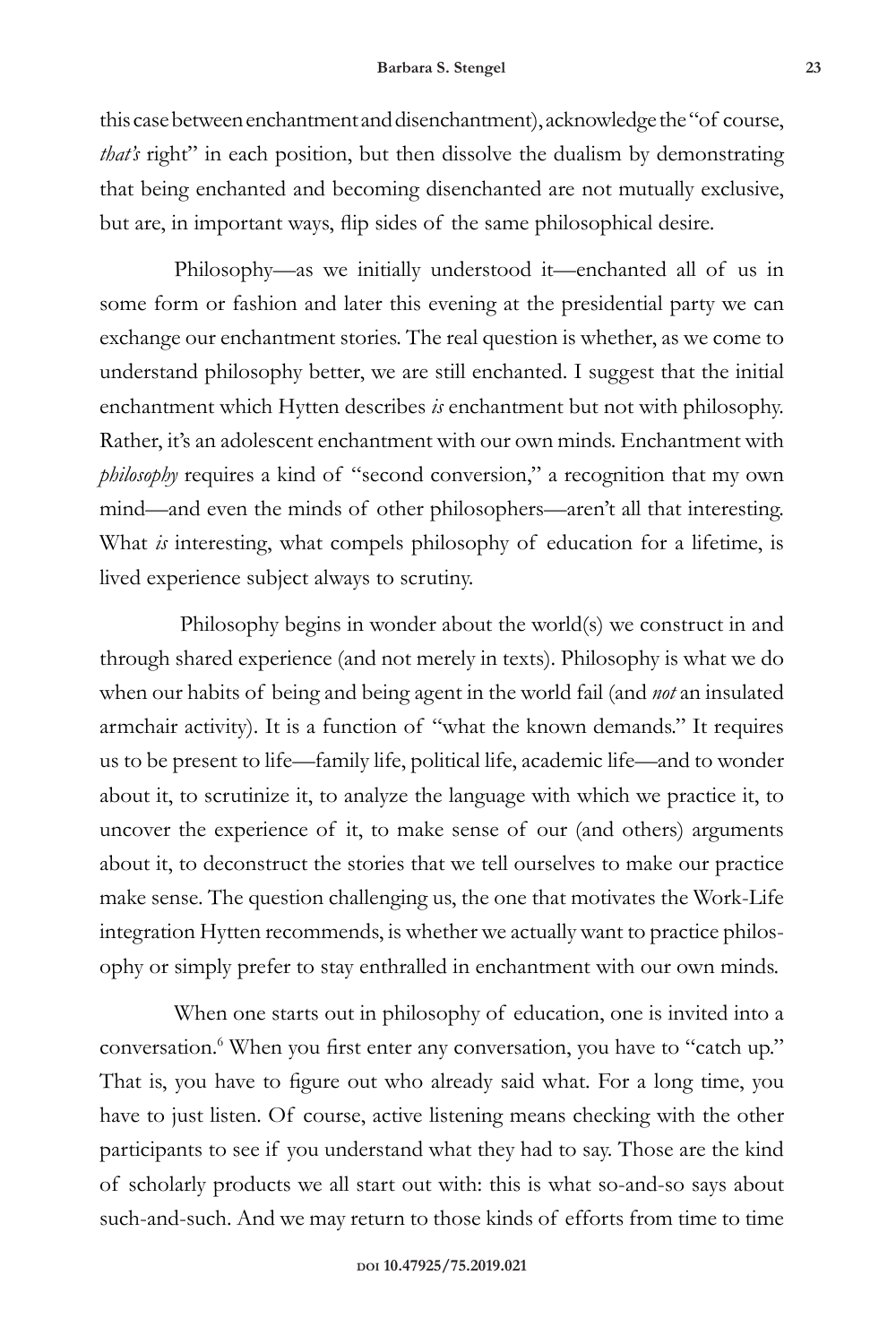this case between enchantment and disenchantment), acknowledge the "of course, *that's* right" in each position, but then dissolve the dualism by demonstrating that being enchanted and becoming disenchanted are not mutually exclusive, but are, in important ways, flip sides of the same philosophical desire.

Philosophy—as we initially understood it—enchanted all of us in some form or fashion and later this evening at the presidential party we can exchange our enchantment stories. The real question is whether, as we come to understand philosophy better, we are still enchanted. I suggest that the initial enchantment which Hytten describes *is* enchantment but not with philosophy. Rather, it's an adolescent enchantment with our own minds. Enchantment with *philosophy* requires a kind of "second conversion," a recognition that my own mind—and even the minds of other philosophers—aren't all that interesting. What *is* interesting, what compels philosophy of education for a lifetime, is lived experience subject always to scrutiny.

Philosophy begins in wonder about the world(s) we construct in and through shared experience (and not merely in texts). Philosophy is what we do when our habits of being and being agent in the world fail (and *not* an insulated armchair activity). It is a function of "what the known demands." It requires us to be present to life—family life, political life, academic life—and to wonder about it, to scrutinize it, to analyze the language with which we practice it, to uncover the experience of it, to make sense of our (and others) arguments about it, to deconstruct the stories that we tell ourselves to make our practice make sense. The question challenging us, the one that motivates the Work-Life integration Hytten recommends, is whether we actually want to practice philosophy or simply prefer to stay enthralled in enchantment with our own minds.

When one starts out in philosophy of education, one is invited into a conversation.[6] When you first enter any conversation, you have to "catch up." That is, you have to figure out who already said what. For a long time, you have to just listen. Of course, active listening means checking with the other participants to see if you understand what they had to say. Those are the kind of scholarly products we all start out with: this is what so-and-so says about such-and-such. And we may return to those kinds of efforts from time to time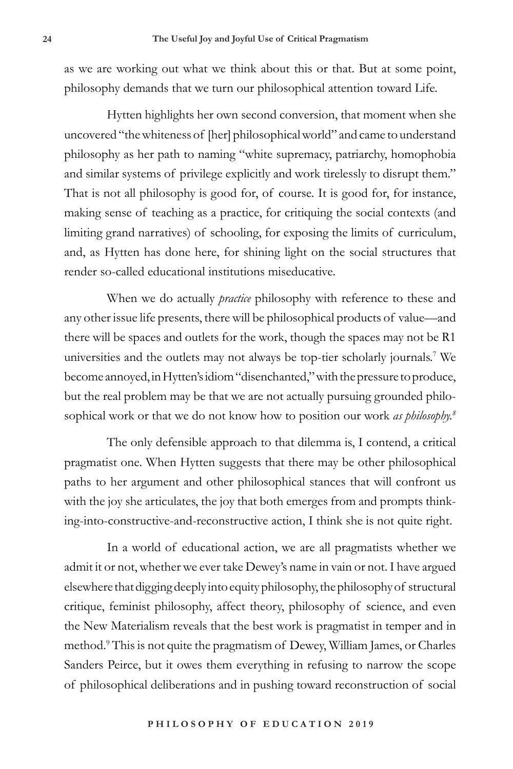as we are working out what we think about this or that. But at some point, philosophy demands that we turn our philosophical attention toward Life.

Hytten highlights her own second conversion, that moment when she uncovered "the whiteness of [her] philosophical world" and came to understand philosophy as her path to naming "white supremacy, patriarchy, homophobia and similar systems of privilege explicitly and work tirelessly to disrupt them." That is not all philosophy is good for, of course. It is good for, for instance, making sense of teaching as a practice, for critiquing the social contexts (and limiting grand narratives) of schooling, for exposing the limits of curriculum, and, as Hytten has done here, for shining light on the social structures that render so-called educational institutions miseducative.

When we do actually *practice* philosophy with reference to these and any other issue life presents, there will be philosophical products of value—and there will be spaces and outlets for the work, though the spaces may not be R1 universities and the outlets may not always be top-tier scholarly journals.[7] We become annoyed, in Hytten's idiom "disenchanted," with the pressure to produce, but the real problem may be that we are not actually pursuing grounded philosophical work or that we do not know how to position our work *as philosophy.*[8]

The only defensible approach to that dilemma is, I contend, a critical pragmatist one. When Hytten suggests that there may be other philosophical paths to her argument and other philosophical stances that will confront us with the joy she articulates, the joy that both emerges from and prompts thinking-into-constructive-and-reconstructive action, I think she is not quite right.

In a world of educational action, we are all pragmatists whether we admit it or not, whether we ever take Dewey's name in vain or not. I have argued elsewhere that digging deeply into equity philosophy, the philosophy of structural critique, feminist philosophy, affect theory, philosophy of science, and even the New Materialism reveals that the best work is pragmatist in temper and in method.[9] This is not quite the pragmatism of Dewey, William James, or Charles Sanders Peirce, but it owes them everything in refusing to narrow the scope of philosophical deliberations and in pushing toward reconstruction of social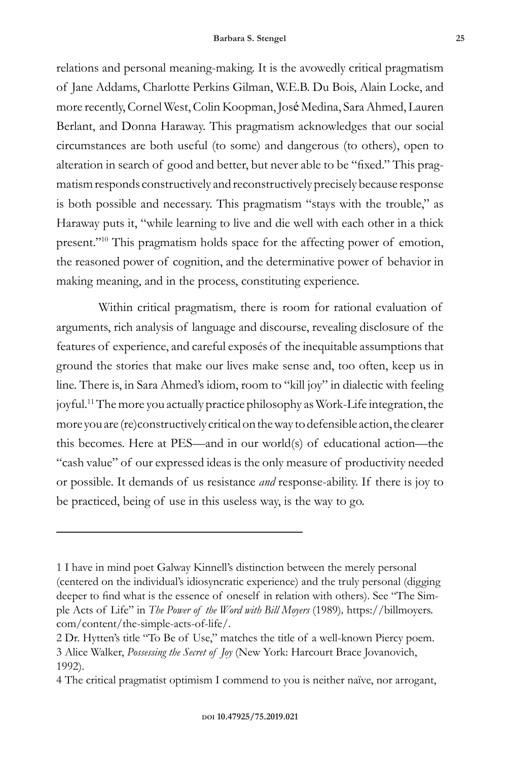relations and personal meaning-making. It is the avowedly critical pragmatism of Jane Addams, Charlotte Perkins Gilman, W.E.B. Du Bois, Alain Locke, and more recently, Cornel West, Colin Koopman, José Medina, Sara Ahmed, Lauren Berlant, and Donna Haraway. This pragmatism acknowledges that our social circumstances are both useful (to some) and dangerous (to others), open to alteration in search of good and better, but never able to be "fixed." This pragmatism responds constructively and reconstructively precisely because response is both possible and necessary. This pragmatism "stays with the trouble," as Haraway puts it, "while learning to live and die well with each other in a thick present."[10] This pragmatism holds space for the affecting power of emotion, the reasoned power of cognition, and the determinative power of behavior in making meaning, and in the process, constituting experience.

Within critical pragmatism, there is room for rational evaluation of arguments, rich analysis of language and discourse, revealing disclosure of the features of experience, and careful exposés of the inequitable assumptions that ground the stories that make our lives make sense and, too often, keep us in line. There is, in Sara Ahmed's idiom, room to "kill joy" in dialectic with feeling joyful.[11] The more you actually practice philosophy as Work-Life integration, the more you are (re)constructively critical on the way to defensible action, the clearer this becomes. Here at PES—and in our world(s) of educational action—the "cash value" of our expressed ideas is the only measure of productivity needed or possible. It demands of us resistance *and* response-ability. If there is joy to be practiced, being of use in this useless way, is the way to go.

---

1 I have in mind poet Galway Kinnell's distinction between the merely personal (centered on the individual's idiosyncratic experience) and the truly personal (digging deeper to find what is the essence of oneself in relation with others). See "The Simple Acts of Life" in *The Power of the Word with Bill Moyers* (1989), https://billmoyers.com/content/the-simple-acts-of-life/.

2 Dr. Hytten's title "To Be of Use," matches the title of a well-known Piercy poem.

3 Alice Walker, *Possessing the Secret of Joy* (New York: Harcourt Brace Jovanovich, 1992).

4 The critical pragmatist optimism I commend to you is neither naïve, nor arrogant,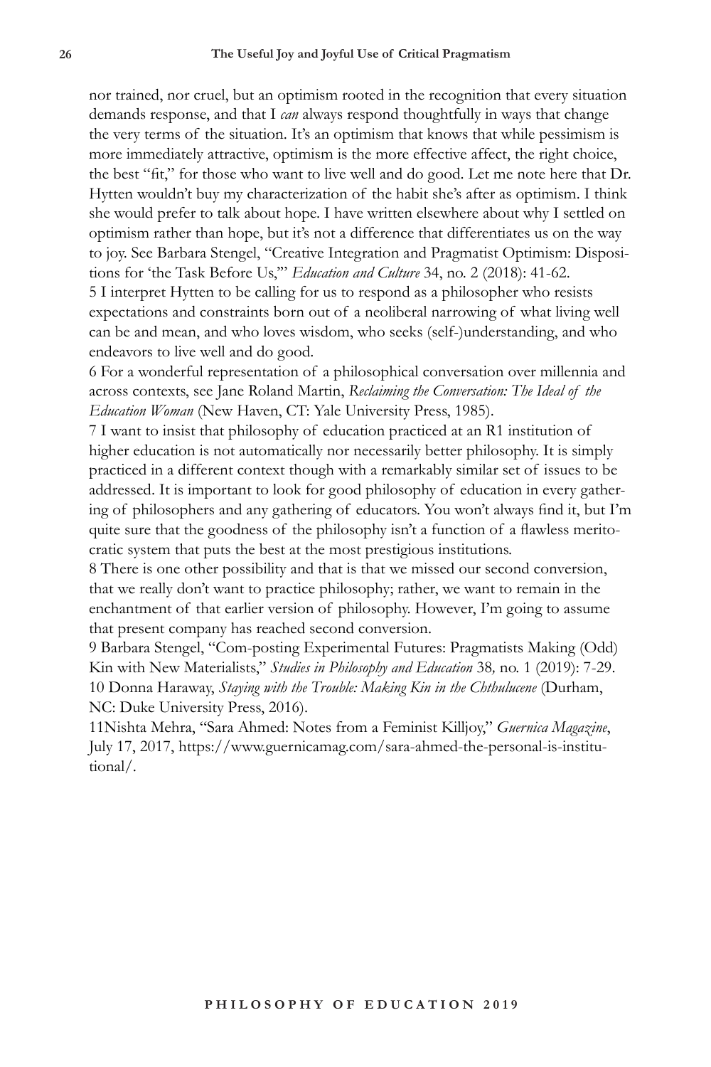nor trained, nor cruel, but an optimism rooted in the recognition that every situation demands response, and that I *can* always respond thoughtfully in ways that change the very terms of the situation. It's an optimism that knows that while pessimism is more immediately attractive, optimism is the more effective affect, the right choice, the best "fit," for those who want to live well and do good. Let me note here that Dr. Hytten wouldn't buy my characterization of the habit she's after as optimism. I think she would prefer to talk about hope. I have written elsewhere about why I settled on optimism rather than hope, but it's not a difference that differentiates us on the way to joy. See Barbara Stengel, "Creative Integration and Pragmatist Optimism: Dispositions for 'the Task Before Us,'" *Education and Culture* 34, no. 2 (2018): 41-62.

5 I interpret Hytten to be calling for us to respond as a philosopher who resists expectations and constraints born out of a neoliberal narrowing of what living well can be and mean, and who loves wisdom, who seeks (self-)understanding, and who endeavors to live well and do good.

6 For a wonderful representation of a philosophical conversation over millennia and across contexts, see Jane Roland Martin, *Reclaiming the Conversation: The Ideal of the Education Woman* (New Haven, CT: Yale University Press, 1985).

7 I want to insist that philosophy of education practiced at an R1 institution of higher education is not automatically nor necessarily better philosophy. It is simply practiced in a different context though with a remarkably similar set of issues to be addressed. It is important to look for good philosophy of education in every gathering of philosophers and any gathering of educators. You won't always find it, but I'm quite sure that the goodness of the philosophy isn't a function of a flawless meritocratic system that puts the best at the most prestigious institutions.

8 There is one other possibility and that is that we missed our second conversion, that we really don't want to practice philosophy; rather, we want to remain in the enchantment of that earlier version of philosophy. However, I'm going to assume that present company has reached second conversion.

9 Barbara Stengel, "Com-posting Experimental Futures: Pragmatists Making (Odd) Kin with New Materialists," *Studies in Philosophy and Education* 38, no. 1 (2019): 7-29.

10 Donna Haraway, *Staying with the Trouble: Making Kin in the Chthulucene* (Durham, NC: Duke University Press, 2016).

11Nishta Mehra, "Sara Ahmed: Notes from a Feminist Killjoy," *Guernica Magazine*, July 17, 2017, https://www.guernicamag.com/sara-ahmed-the-personal-is-institutional/.